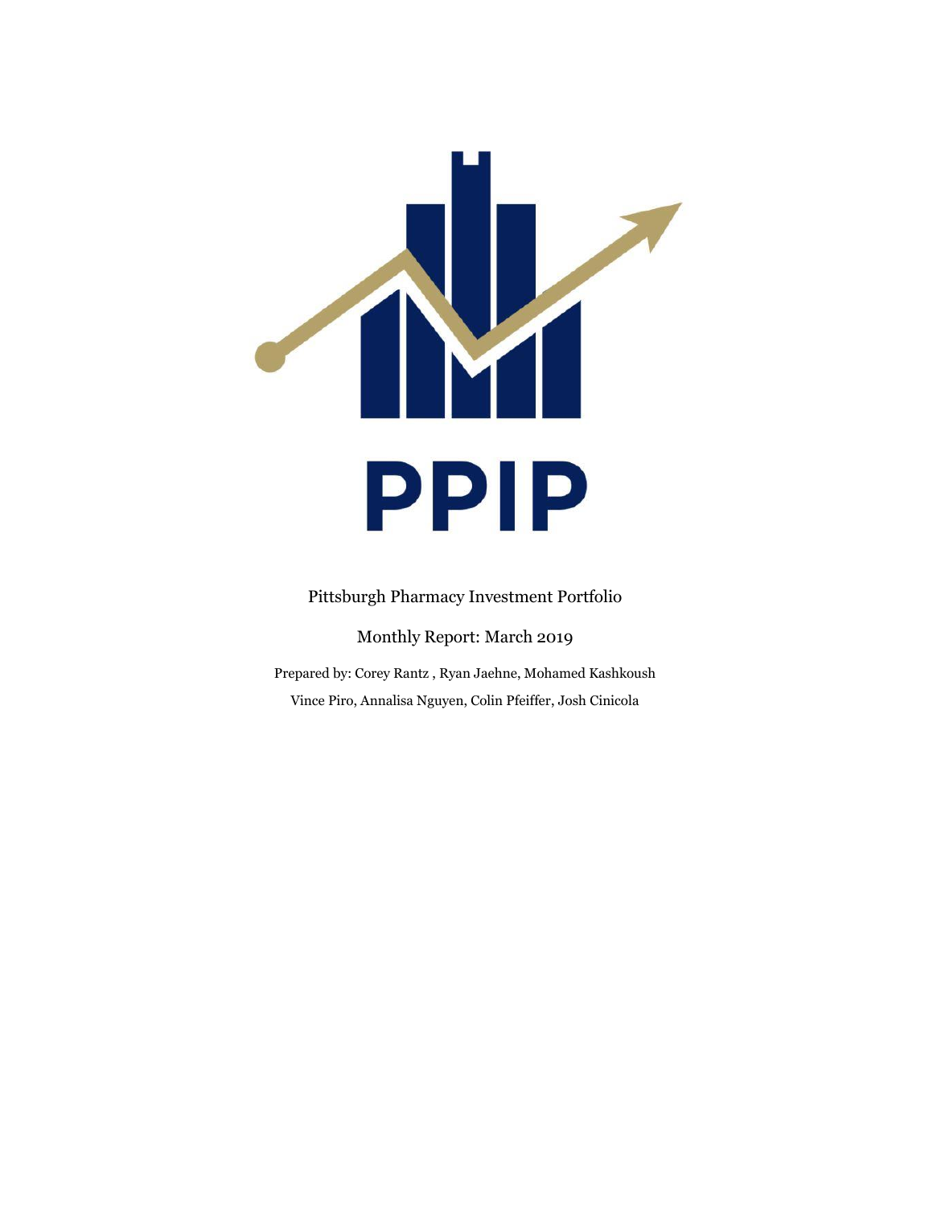# PPIP

Pittsburgh Pharmacy Investment Portfolio

Monthly Report: March 2019

Prepared by: Corey Rantz , Ryan Jaehne, Mohamed Kashkoush

Vince Piro, Annalisa Nguyen, Colin Pfeiffer, Josh Cinicola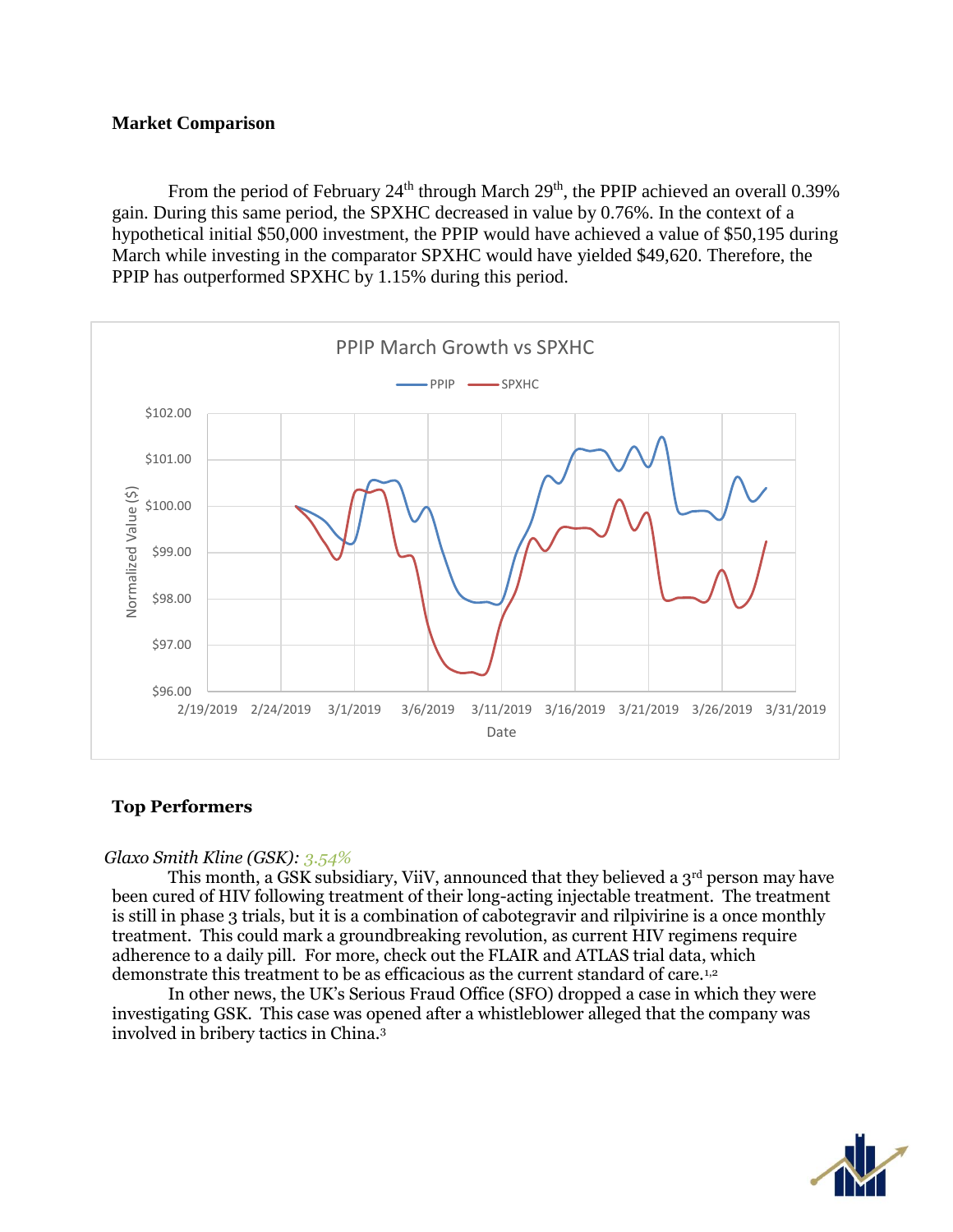## Market Comparison

From the period of February 24th through March 29th, the PPIP achieved an overall 0.39% gain. During this same period, the SPXHC decreased in value by 0.76%. In the context of a hypothetical initial $50,000 investment, the PPIP would have achieved a value of $50,195 during March while investing in the comparator SPXHC would have yielded $49,620. Therefore, the PPIP has outperformed SPXHC by 1.15% during this period.

## Top Performers

*Glaxo Smith Kline (GSK): 3.54%*

This month, a GSK subsidiary, ViiV, announced that they believed a 3rd person may have been cured of HIV following treatment of their long-acting injectable treatment. The treatment is still in phase 3 trials, but it is a combination of cabotegravir and rilpivirine is a once monthly treatment. This could mark a groundbreaking revolution, as current HIV regimens require adherence to a daily pill. For more, check out the FLAIR and ATLAS trial data, which demonstrate this treatment to be as efficacious as the current standard of care.[1,2]

In other news, the UK's Serious Fraud Office (SFO) dropped a case in which they were investigating GSK. This case was opened after a whistleblower alleged that the company was involved in bribery tactics in China.[3]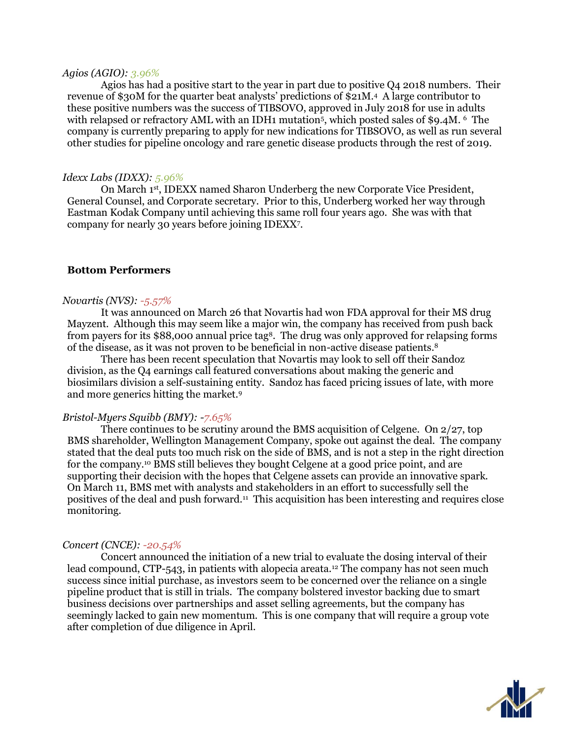*Agios (AGIO): 3.96%*

Agios has had a positive start to the year in part due to positive Q4 2018 numbers. Their revenue of $30M for the quarter beat analysts' predictions of $21M.[4] A large contributor to these positive numbers was the success of TIBSOVO, approved in July 2018 for use in adults with relapsed or refractory AML with an IDH1 mutation[5], which posted sales of $9.4M.[6] The company is currently preparing to apply for new indications for TIBSOVO, as well as run several other studies for pipeline oncology and rare genetic disease products through the rest of 2019.

*Idexx Labs (IDXX): 5.96%*

On March 1st, IDEXX named Sharon Underberg the new Corporate Vice President, General Counsel, and Corporate secretary. Prior to this, Underberg worked her way through Eastman Kodak Company until achieving this same roll four years ago. She was with that company for nearly 30 years before joining IDEXX[7].

**Bottom Performers**

*Novartis (NVS): -5.57%*

It was announced on March 26 that Novartis had won FDA approval for their MS drug Mayzent. Although this may seem like a major win, the company has received from push back from payers for its $88,000 annual price tag[8]. The drug was only approved for relapsing forms of the disease, as it was not proven to be beneficial in non-active disease patients.[8]

There has been recent speculation that Novartis may look to sell off their Sandoz division, as the Q4 earnings call featured conversations about making the generic and biosimilars division a self-sustaining entity. Sandoz has faced pricing issues of late, with more and more generics hitting the market.[9]

*Bristol-Myers Squibb (BMY): -7.65%*

There continues to be scrutiny around the BMS acquisition of Celgene. On 2/27, top BMS shareholder, Wellington Management Company, spoke out against the deal. The company stated that the deal puts too much risk on the side of BMS, and is not a step in the right direction for the company.[10] BMS still believes they bought Celgene at a good price point, and are supporting their decision with the hopes that Celgene assets can provide an innovative spark. On March 11, BMS met with analysts and stakeholders in an effort to successfully sell the positives of the deal and push forward.[11] This acquisition has been interesting and requires close monitoring.

*Concert (CNCE): -20.54%*

Concert announced the initiation of a new trial to evaluate the dosing interval of their lead compound, CTP-543, in patients with alopecia areata.[12] The company has not seen much success since initial purchase, as investors seem to be concerned over the reliance on a single pipeline product that is still in trials. The company bolstered investor backing due to smart business decisions over partnerships and asset selling agreements, but the company has seemingly lacked to gain new momentum. This is one company that will require a group vote after completion of due diligence in April.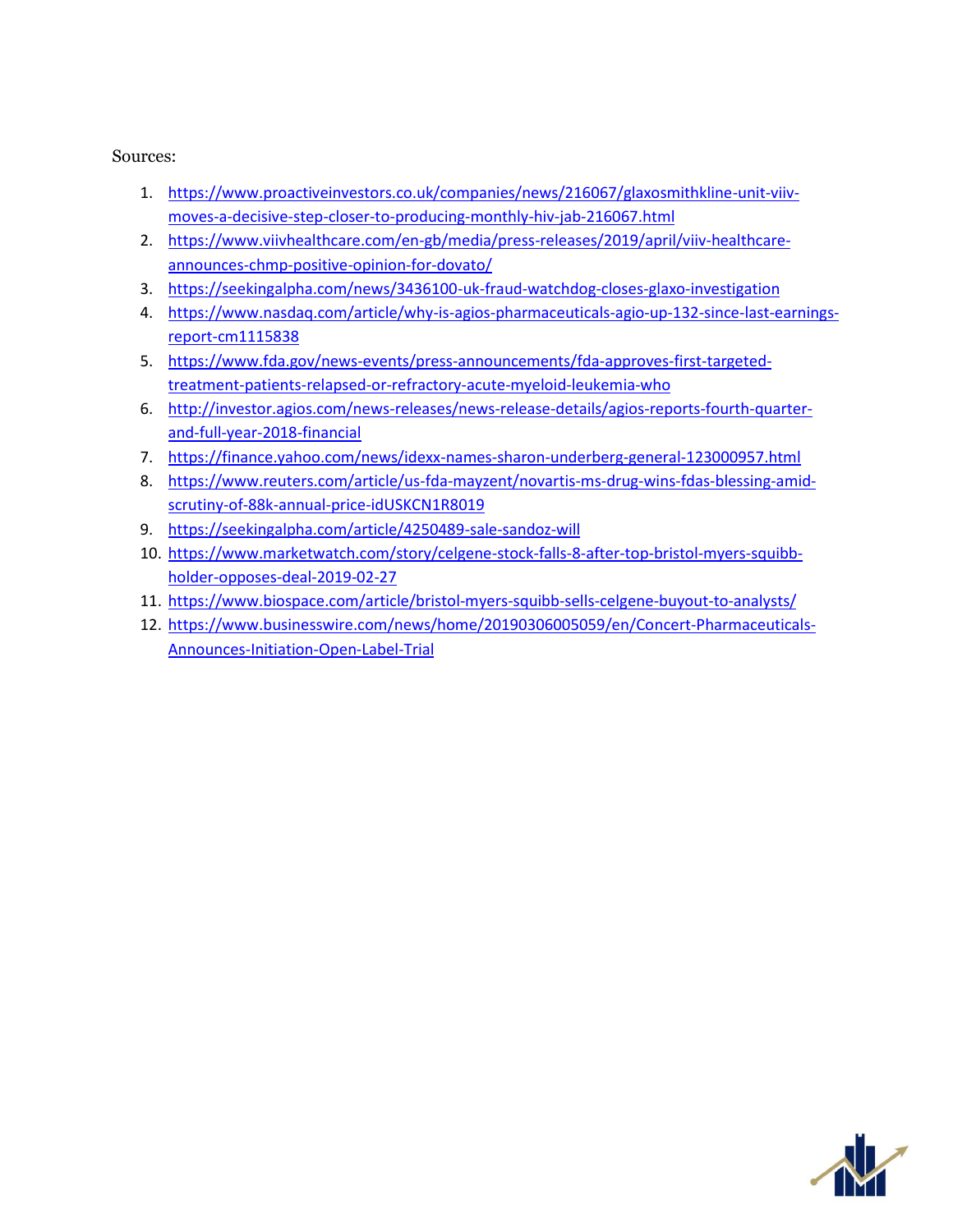Sources:

1. https://www.proactiveinvestors.co.uk/companies/news/216067/glaxosmithkline-unit-viiv-moves-a-decisive-step-closer-to-producing-monthly-hiv-jab-216067.html
2. https://www.viivhealthcare.com/en-gb/media/press-releases/2019/april/viiv-healthcare-announces-chmp-positive-opinion-for-dovato/
3. https://seekingalpha.com/news/3436100-uk-fraud-watchdog-closes-glaxo-investigation
4. https://www.nasdaq.com/article/why-is-agios-pharmaceuticals-agio-up-132-since-last-earnings-report-cm1115838
5. https://www.fda.gov/news-events/press-announcements/fda-approves-first-targeted-treatment-patients-relapsed-or-refractory-acute-myeloid-leukemia-who
6. http://investor.agios.com/news-releases/news-release-details/agios-reports-fourth-quarter-and-full-year-2018-financial
7. https://finance.yahoo.com/news/idexx-names-sharon-underberg-general-123000957.html
8. https://www.reuters.com/article/us-fda-mayzent/novartis-ms-drug-wins-fdas-blessing-amid-scrutiny-of-88k-annual-price-idUSKCN1R8019
9. https://seekingalpha.com/article/4250489-sale-sandoz-will
10. https://www.marketwatch.com/story/celgene-stock-falls-8-after-top-bristol-myers-squibb-holder-opposes-deal-2019-02-27
11. https://www.biospace.com/article/bristol-myers-squibb-sells-celgene-buyout-to-analysts/
12. https://www.businesswire.com/news/home/20190306005059/en/Concert-Pharmaceuticals-Announces-Initiation-Open-Label-Trial